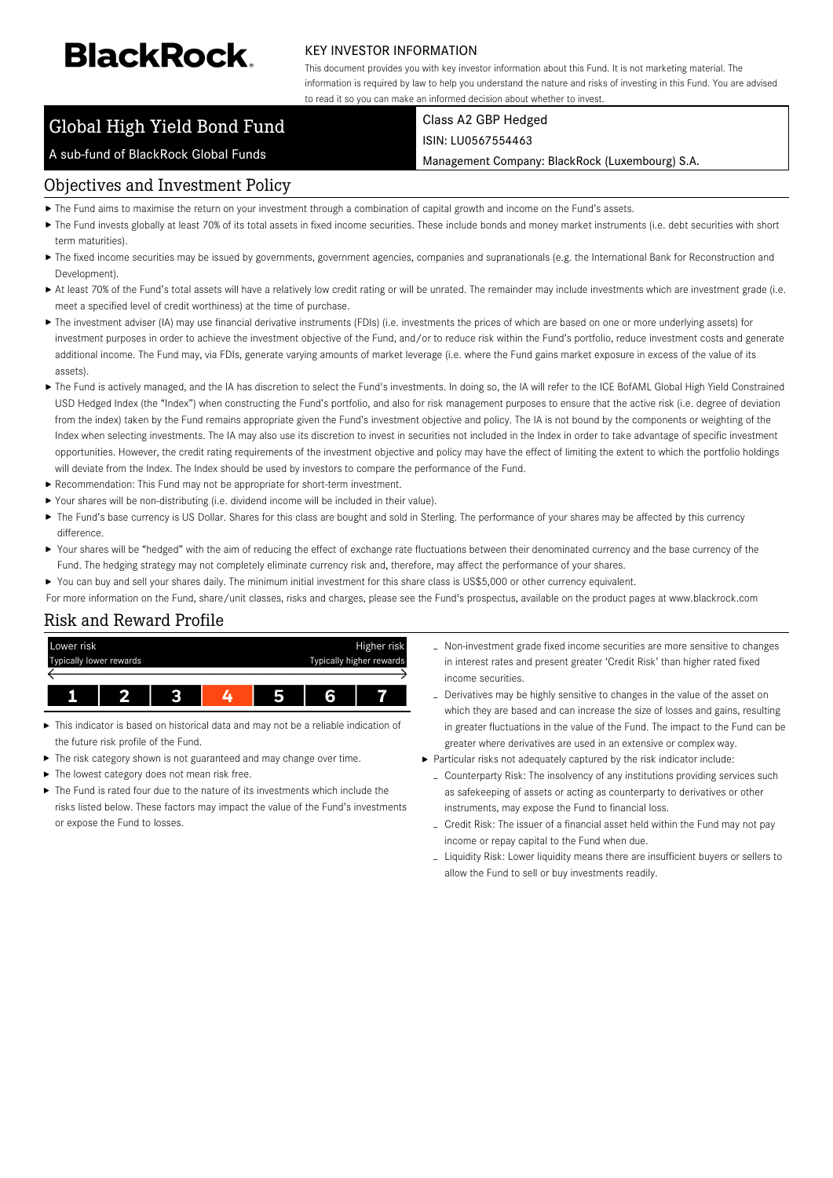**BlackRock.**

KEY INVESTOR INFORMATION

This document provides you with key investor information about this Fund. It is not marketing material. The information is required by law to help you understand the nature and risks of investing in this Fund. You are advised to read it so you can make an informed decision about whether to invest.

# Global High Yield Bond Fund

A sub-fund of BlackRock Global Funds

Class A2 GBP Hedged

ISIN: LU0567554463

Management Company: BlackRock (Luxembourg) S.A.

## Objectives and Investment Policy

- The Fund aims to maximise the return on your investment through a combination of capital growth and income on the Fund's assets.
- The Fund invests globally at least 70% of its total assets in fixed income securities. These include bonds and money market instruments (i.e. debt securities with short term maturities).
- The fixed income securities may be issued by governments, government agencies, companies and supranationals (e.g. the International Bank for Reconstruction and Development).
- At least 70% of the Fund's total assets will have a relatively low credit rating or will be unrated. The remainder may include investments which are investment grade (i.e. meet a specified level of credit worthiness) at the time of purchase.
- The investment adviser (IA) may use financial derivative instruments (FDIs) (i.e. investments the prices of which are based on one or more underlying assets) for investment purposes in order to achieve the investment objective of the Fund, and/or to reduce risk within the Fund's portfolio, reduce investment costs and generate additional income. The Fund may, via FDIs, generate varying amounts of market leverage (i.e. where the Fund gains market exposure in excess of the value of its assets).
- The Fund is actively managed, and the IA has discretion to select the Fund's investments. In doing so, the IA will refer to the ICE BofAML Global High Yield Constrained USD Hedged Index (the "Index") when constructing the Fund's portfolio, and also for risk management purposes to ensure that the active risk (i.e. degree of deviation from the index) taken by the Fund remains appropriate given the Fund's investment objective and policy. The IA is not bound by the components or weighting of the Index when selecting investments. The IA may also use its discretion to invest in securities not included in the Index in order to take advantage of specific investment opportunities. However, the credit rating requirements of the investment objective and policy may have the effect of limiting the extent to which the portfolio holdings will deviate from the Index. The Index should be used by investors to compare the performance of the Fund.
- Recommendation: This Fund may not be appropriate for short-term investment.
- Your shares will be non-distributing (i.e. dividend income will be included in their value).
- The Fund's base currency is US Dollar. Shares for this class are bought and sold in Sterling. The performance of your shares may be affected by this currency difference.
- Your shares will be "hedged" with the aim of reducing the effect of exchange rate fluctuations between their denominated currency and the base currency of the Fund. The hedging strategy may not completely eliminate currency risk and, therefore, may affect the performance of your shares.
- You can buy and sell your shares daily. The minimum initial investment for this share class is US$5,000 or other currency equivalent.

For more information on the Fund, share/unit classes, risks and charges, please see the Fund's prospectus, available on the product pages at www.blackrock.com

## Risk and Reward Profile

| Lower risk<br>Typically lower rewards | | | | | | Higher risk<br>Typically higher rewards |
|---|---|---|---|---|---|---|
| 1 | 2 | 3 | **4** | 5 | 6 | 7 |

- This indicator is based on historical data and may not be a reliable indication of the future risk profile of the Fund.
- The risk category shown is not guaranteed and may change over time.
- The lowest category does not mean risk free.
- The Fund is rated four due to the nature of its investments which include the risks listed below. These factors may impact the value of the Fund's investments or expose the Fund to losses.
  - Non-investment grade fixed income securities are more sensitive to changes in interest rates and present greater 'Credit Risk' than higher rated fixed income securities.
  - Derivatives may be highly sensitive to changes in the value of the asset on which they are based and can increase the size of losses and gains, resulting in greater fluctuations in the value of the Fund. The impact to the Fund can be greater where derivatives are used in an extensive or complex way.
- Particular risks not adequately captured by the risk indicator include:
  - Counterparty Risk: The insolvency of any institutions providing services such as safekeeping of assets or acting as counterparty to derivatives or other instruments, may expose the Fund to financial loss.
  - Credit Risk: The issuer of a financial asset held within the Fund may not pay income or repay capital to the Fund when due.
  - Liquidity Risk: Lower liquidity means there are insufficient buyers or sellers to allow the Fund to sell or buy investments readily.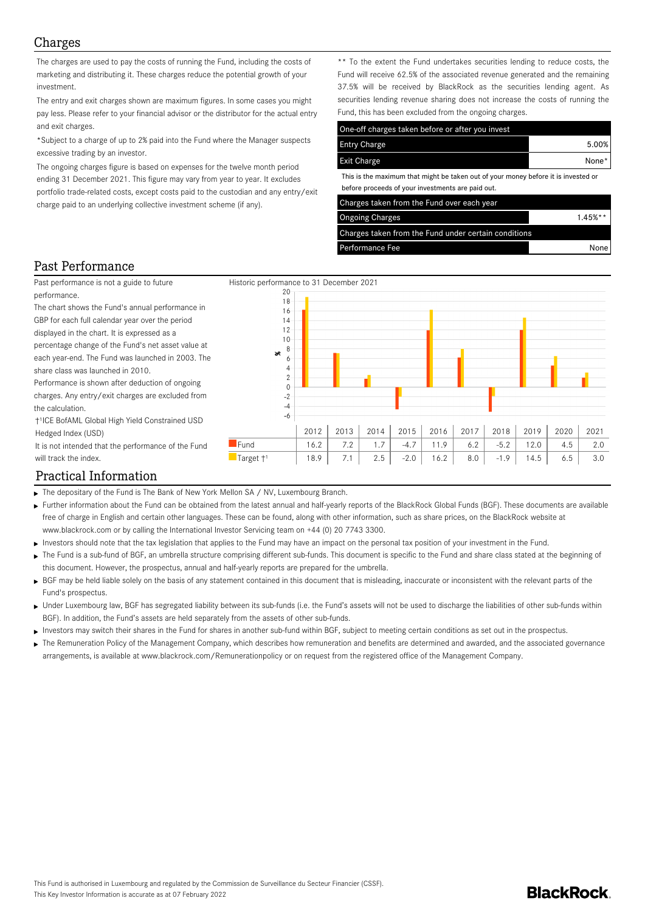## Charges

The charges are used to pay the costs of running the Fund, including the costs of marketing and distributing it. These charges reduce the potential growth of your investment.

The entry and exit charges shown are maximum figures. In some cases you might pay less. Please refer to your financial advisor or the distributor for the actual entry and exit charges.

*Subject to a charge of up to 2% paid into the Fund where the Manager suspects excessive trading by an investor.

The ongoing charges figure is based on expenses for the twelve month period ending 31 December 2021. This figure may vary from year to year. It excludes portfolio trade-related costs, except costs paid to the custodian and any entry/exit charge paid to an underlying collective investment scheme (if any).

** To the extent the Fund undertakes securities lending to reduce costs, the Fund will receive 62.5% of the associated revenue generated and the remaining 37.5% will be received by BlackRock as the securities lending agent. As securities lending revenue sharing does not increase the costs of running the Fund, this has been excluded from the ongoing charges.

| One-off charges taken before or after you invest | |
|---|---|
| Entry Charge | 5.00% |
| Exit Charge | None* |

This is the maximum that might be taken out of your money before it is invested or before proceeds of your investments are paid out.

| Charges taken from the Fund over each year | |
|---|---|
| Ongoing Charges | 1.45%** |
| **Charges taken from the Fund under certain conditions** | |
| Performance Fee | None |

## Past Performance

Past performance is not a guide to future performance.

The chart shows the Fund's annual performance in GBP for each full calendar year over the period displayed in the chart. It is expressed as a percentage change of the Fund's net asset value at each year-end. The Fund was launched in 2003. The share class was launched in 2010.

Performance is shown after deduction of ongoing charges. Any entry/exit charges are excluded from the calculation.

†[1]ICE BofAML Global High Yield Constrained USD Hedged Index (USD)

It is not intended that the performance of the Fund will track the index.

Historic performance to 31 December 2021

%

20
18
16
14
12
10
8
6
4
2
0
-2
-4
-6

| | 2012 | 2013 | 2014 | 2015 | 2016 | 2017 | 2018 | 2019 | 2020 | 2021 |
|---|---|---|---|---|---|---|---|---|---|---|
| Fund | 16.2 | 7.2 | 1.7 | -4.7 | 11.9 | 6.2 | -5.2 | 12.0 | 4.5 | 2.0 |
| Target †[1] | 18.9 | 7.1 | 2.5 | -2.0 | 16.2 | 8.0 | -1.9 | 14.5 | 6.5 | 3.0 |

## Practical Information

- The depositary of the Fund is The Bank of New York Mellon SA / NV, Luxembourg Branch.
- Further information about the Fund can be obtained from the latest annual and half-yearly reports of the BlackRock Global Funds (BGF). These documents are available free of charge in English and certain other languages. These can be found, along with other information, such as share prices, on the BlackRock website at www.blackrock.com or by calling the International Investor Servicing team on +44 (0) 20 7743 3300.
- Investors should note that the tax legislation that applies to the Fund may have an impact on the personal tax position of your investment in the Fund.
- The Fund is a sub-fund of BGF, an umbrella structure comprising different sub-funds. This document is specific to the Fund and share class stated at the beginning of this document. However, the prospectus, annual and half-yearly reports are prepared for the umbrella.
- BGF may be held liable solely on the basis of any statement contained in this document that is misleading, inaccurate or inconsistent with the relevant parts of the Fund's prospectus.
- Under Luxembourg law, BGF has segregated liability between its sub-funds (i.e. the Fund's assets will not be used to discharge the liabilities of other sub-funds within BGF). In addition, the Fund's assets are held separately from the assets of other sub-funds.
- Investors may switch their shares in the Fund for shares in another sub-fund within BGF, subject to meeting certain conditions as set out in the prospectus.
- The Remuneration Policy of the Management Company, which describes how remuneration and benefits are determined and awarded, and the associated governance arrangements, is available at www.blackrock.com/Remunerationpolicy or on request from the registered office of the Management Company.

This Fund is authorised in Luxembourg and regulated by the Commission de Surveillance du Secteur Financier (CSSF).
This Key Investor Information is accurate as at 07 February 2022

BlackRock.